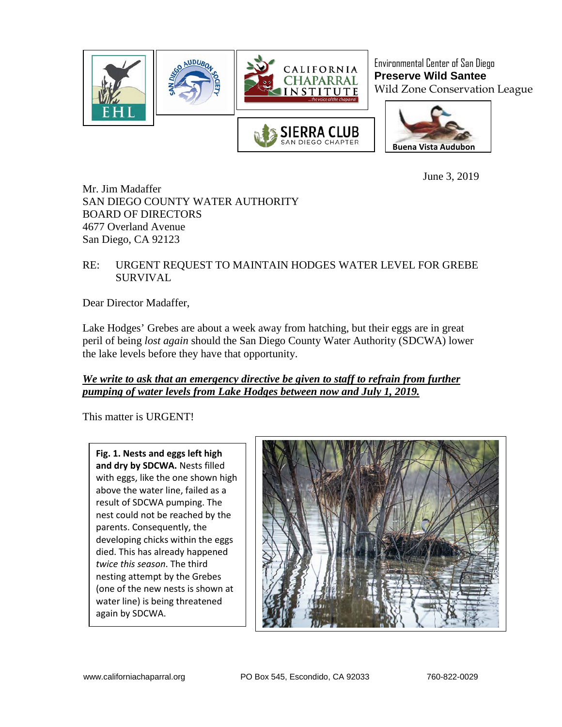Environmental Center of San Diego
**Preserve Wild Santee**
Wild Zone Conservation League

June 3, 2019

Mr. Jim Madaffer
SAN DIEGO COUNTY WATER AUTHORITY
BOARD OF DIRECTORS
4677 Overland Avenue
San Diego, CA 92123

RE: URGENT REQUEST TO MAINTAIN HODGES WATER LEVEL FOR GREBE SURVIVAL

Dear Director Madaffer,

Lake Hodges' Grebes are about a week away from hatching, but their eggs are in great peril of being *lost again* should the San Diego County Water Authority (SDCWA) lower the lake levels before they have that opportunity.

***We write to ask that an emergency directive be given to staff to refrain from further pumping of water levels from Lake Hodges between now and July 1, 2019.***

This matter is URGENT!

**Fig. 1. Nests and eggs left high and dry by SDCWA.** Nests filled with eggs, like the one shown high above the water line, failed as a result of SDCWA pumping. The nest could not be reached by the parents. Consequently, the developing chicks within the eggs died. This has already happened *twice this season*. The third nesting attempt by the Grebes (one of the new nests is shown at water line) is being threatened again by SDCWA.

www.californiachaparral.org PO Box 545, Escondido, CA 92033 760-822-0029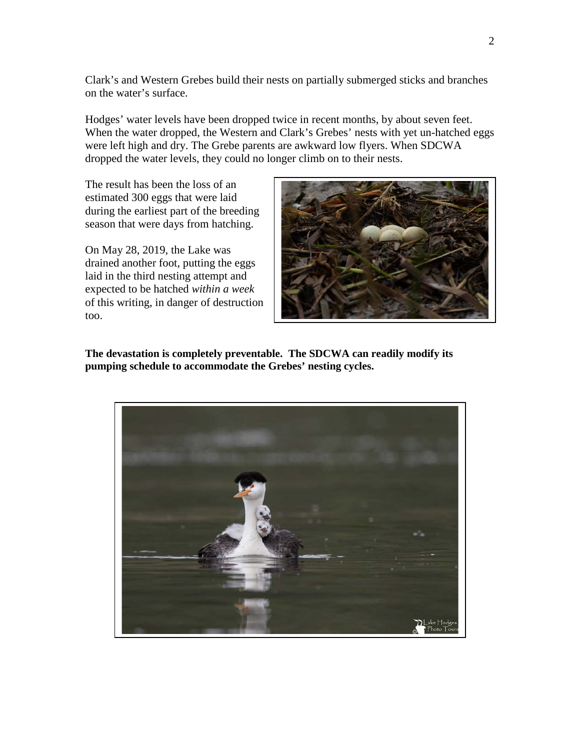Clark's and Western Grebes build their nests on partially submerged sticks and branches on the water's surface.

Hodges' water levels have been dropped twice in recent months, by about seven feet. When the water dropped, the Western and Clark's Grebes' nests with yet un-hatched eggs were left high and dry. The Grebe parents are awkward low flyers. When SDCWA dropped the water levels, they could no longer climb on to their nests.

The result has been the loss of an estimated 300 eggs that were laid during the earliest part of the breeding season that were days from hatching.

On May 28, 2019, the Lake was drained another foot, putting the eggs laid in the third nesting attempt and expected to be hatched *within a week* of this writing, in danger of destruction too.

**The devastation is completely preventable. The SDCWA can readily modify its pumping schedule to accommodate the Grebes' nesting cycles.**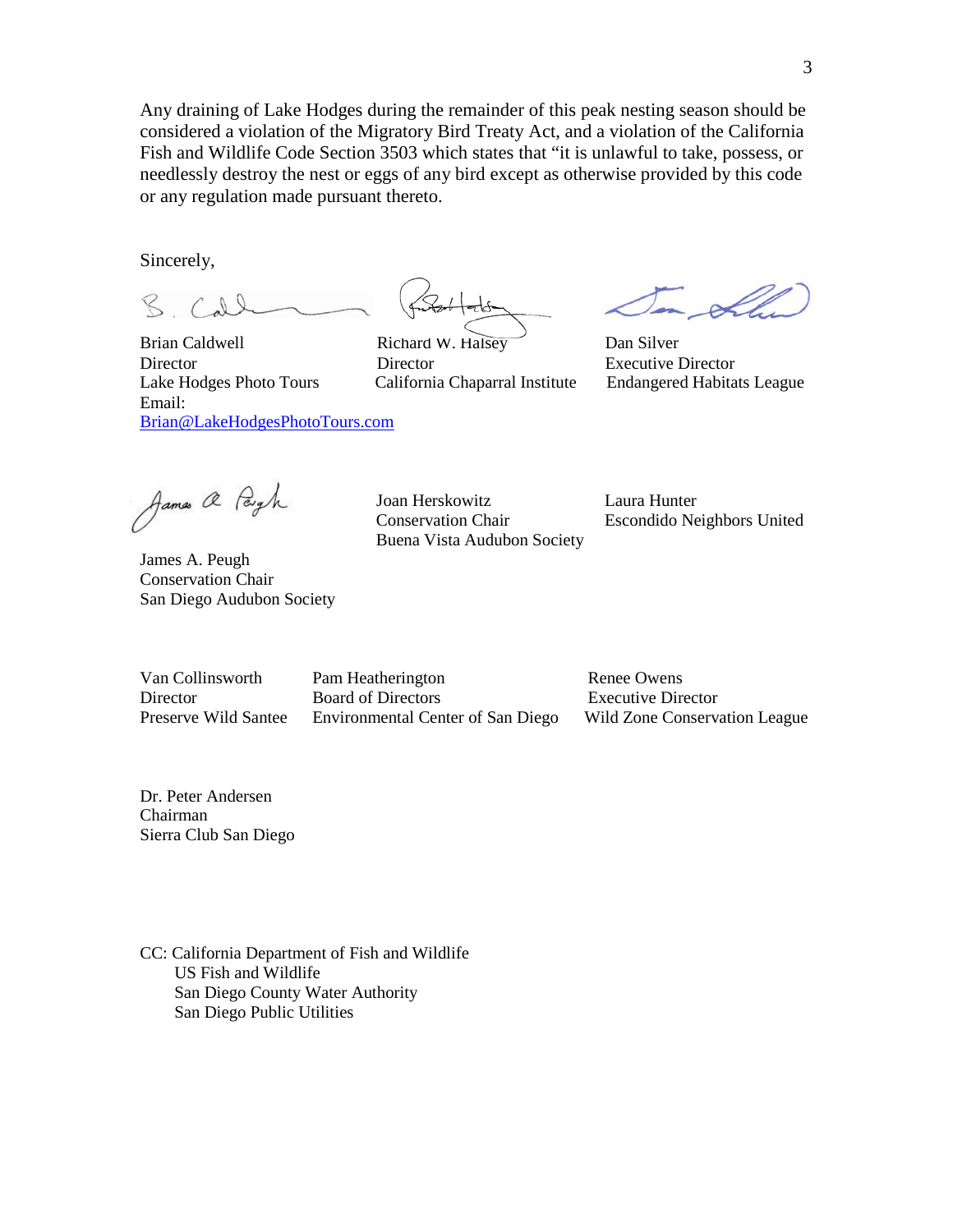Any draining of Lake Hodges during the remainder of this peak nesting season should be considered a violation of the Migratory Bird Treaty Act, and a violation of the California Fish and Wildlife Code Section 3503 which states that “it is unlawful to take, possess, or needlessly destroy the nest or eggs of any bird except as otherwise provided by this code or any regulation made pursuant thereto.

Sincerely,

Brian Caldwell
Director
Lake Hodges Photo Tours
Email:
[Brian@LakeHodgesPhotoTours.com](mailto:Brian@LakeHodgesPhotoTours.com)

Richard W. Halsey
Director
California Chaparral Institute

Dan Silver
Executive Director
Endangered Habitats League

James A. Peugh
Conservation Chair
San Diego Audubon Society

Joan Herskowitz
Conservation Chair
Buena Vista Audubon Society

Laura Hunter
Escondido Neighbors United

Van Collinsworth
Director
Preserve Wild Santee

Pam Heatherington
Board of Directors
Environmental Center of San Diego

Renee Owens
Executive Director
Wild Zone Conservation League

Dr. Peter Andersen
Chairman
Sierra Club San Diego

CC: California Department of Fish and Wildlife
US Fish and Wildlife
San Diego County Water Authority
San Diego Public Utilities